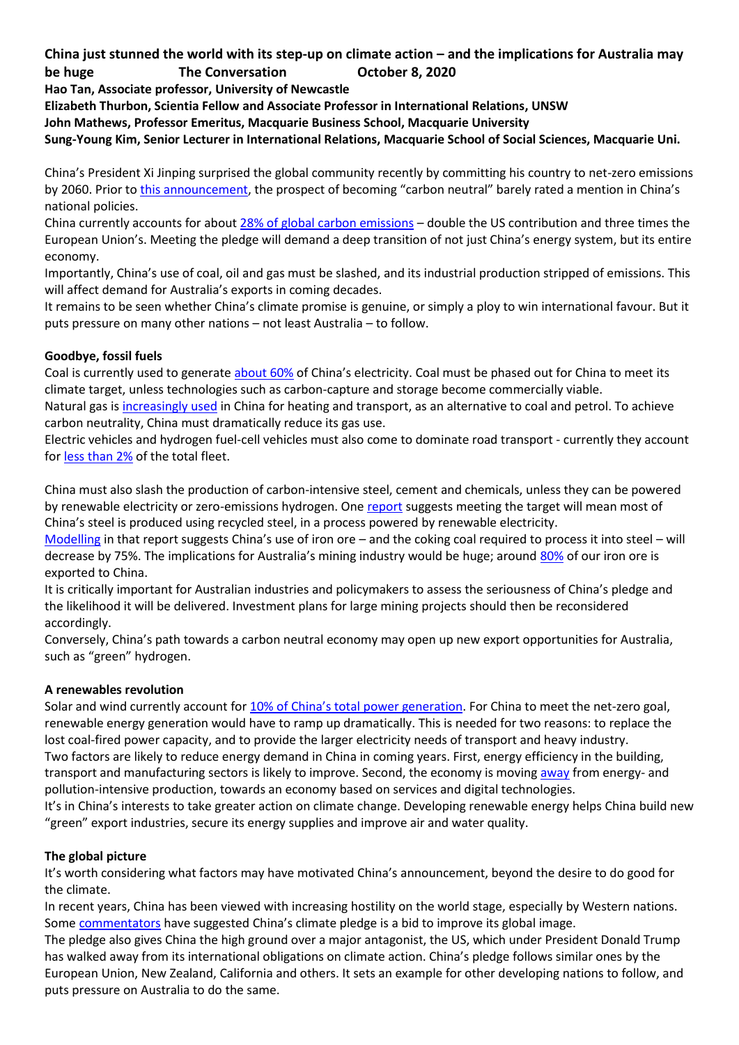**China just stunned the world with its step-up on climate action – and the implications for Australia may be huge The Conversation October 8, 2020**

**Hao Tan, Associate professor, University of Newcastle**

**Elizabeth Thurbon, Scientia Fellow and Associate Professor in International Relations, UNSW**

**John Mathews, Professor Emeritus, Macquarie Business School, Macquarie University**

**Sung-Young Kim, Senior Lecturer in International Relations, Macquarie School of Social Sciences, Macquarie Uni.**

China's President Xi Jinping surprised the global community recently by committing his country to net-zero emissions by 2060. Prior to this announcement, the prospect of becoming "carbon neutral" barely rated a mention in China's national policies.

China currently accounts for about 28% of global carbon emissions – double the US contribution and three times the European Union's. Meeting the pledge will demand a deep transition of not just China's energy system, but its entire economy.

Importantly, China's use of coal, oil and gas must be slashed, and its industrial production stripped of emissions. This will affect demand for Australia's exports in coming decades.

It remains to be seen whether China's climate promise is genuine, or simply a ploy to win international favour. But it puts pressure on many other nations – not least Australia – to follow.

**Goodbye, fossil fuels**

Coal is currently used to generate about 60% of China's electricity. Coal must be phased out for China to meet its climate target, unless technologies such as carbon-capture and storage become commercially viable.

Natural gas is increasingly used in China for heating and transport, as an alternative to coal and petrol. To achieve carbon neutrality, China must dramatically reduce its gas use.

Electric vehicles and hydrogen fuel-cell vehicles must also come to dominate road transport - currently they account for less than 2% of the total fleet.

China must also slash the production of carbon-intensive steel, cement and chemicals, unless they can be powered by renewable electricity or zero-emissions hydrogen. One report suggests meeting the target will mean most of China's steel is produced using recycled steel, in a process powered by renewable electricity.

Modelling in that report suggests China's use of iron ore – and the coking coal required to process it into steel – will decrease by 75%. The implications for Australia's mining industry would be huge; around 80% of our iron ore is exported to China.

It is critically important for Australian industries and policymakers to assess the seriousness of China's pledge and the likelihood it will be delivered. Investment plans for large mining projects should then be reconsidered accordingly.

Conversely, China's path towards a carbon neutral economy may open up new export opportunities for Australia, such as "green" hydrogen.

**A renewables revolution**

Solar and wind currently account for 10% of China's total power generation. For China to meet the net-zero goal, renewable energy generation would have to ramp up dramatically. This is needed for two reasons: to replace the lost coal-fired power capacity, and to provide the larger electricity needs of transport and heavy industry.

Two factors are likely to reduce energy demand in China in coming years. First, energy efficiency in the building, transport and manufacturing sectors is likely to improve. Second, the economy is moving away from energy- and pollution-intensive production, towards an economy based on services and digital technologies.

It's in China's interests to take greater action on climate change. Developing renewable energy helps China build new "green" export industries, secure its energy supplies and improve air and water quality.

**The global picture**

It's worth considering what factors may have motivated China's announcement, beyond the desire to do good for the climate.

In recent years, China has been viewed with increasing hostility on the world stage, especially by Western nations. Some commentators have suggested China's climate pledge is a bid to improve its global image.

The pledge also gives China the high ground over a major antagonist, the US, which under President Donald Trump has walked away from its international obligations on climate action. China's pledge follows similar ones by the European Union, New Zealand, California and others. It sets an example for other developing nations to follow, and puts pressure on Australia to do the same.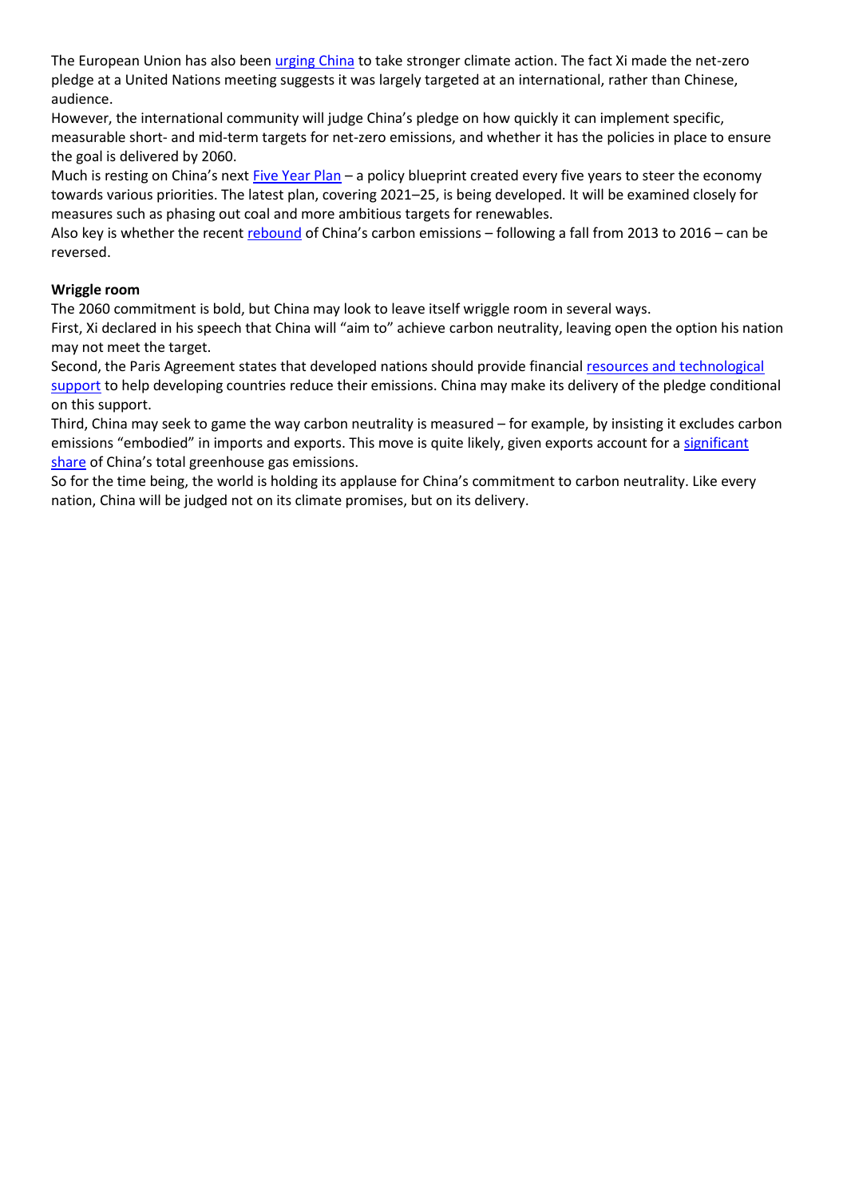The European Union has also been urging China to take stronger climate action. The fact Xi made the net-zero pledge at a United Nations meeting suggests it was largely targeted at an international, rather than Chinese, audience.

However, the international community will judge China's pledge on how quickly it can implement specific, measurable short- and mid-term targets for net-zero emissions, and whether it has the policies in place to ensure the goal is delivered by 2060.

Much is resting on China's next Five Year Plan – a policy blueprint created every five years to steer the economy towards various priorities. The latest plan, covering 2021–25, is being developed. It will be examined closely for measures such as phasing out coal and more ambitious targets for renewables.

Also key is whether the recent rebound of China's carbon emissions – following a fall from 2013 to 2016 – can be reversed.

**Wriggle room**

The 2060 commitment is bold, but China may look to leave itself wriggle room in several ways.

First, Xi declared in his speech that China will "aim to" achieve carbon neutrality, leaving open the option his nation may not meet the target.

Second, the Paris Agreement states that developed nations should provide financial resources and technological support to help developing countries reduce their emissions. China may make its delivery of the pledge conditional on this support.

Third, China may seek to game the way carbon neutrality is measured – for example, by insisting it excludes carbon emissions "embodied" in imports and exports. This move is quite likely, given exports account for a significant share of China's total greenhouse gas emissions.

So for the time being, the world is holding its applause for China's commitment to carbon neutrality. Like every nation, China will be judged not on its climate promises, but on its delivery.